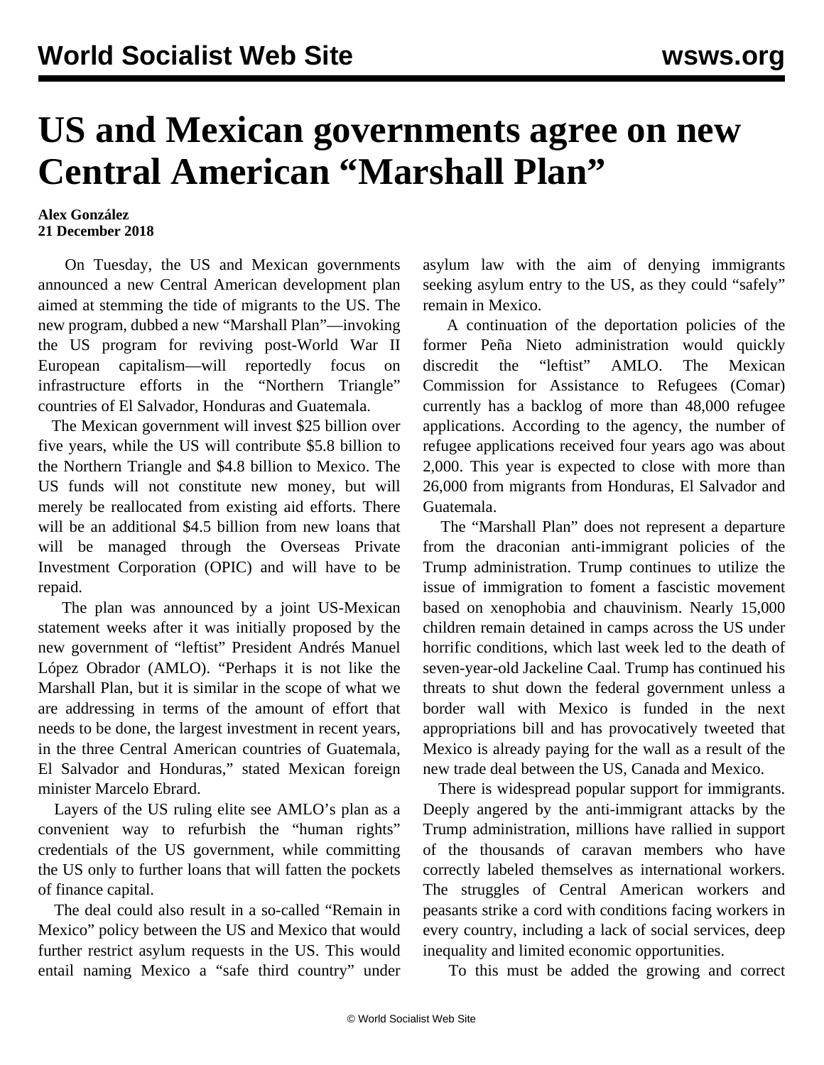# US and Mexican governments agree on new Central American "Marshall Plan"

**Alex González**
**21 December 2018**

On Tuesday, the US and Mexican governments announced a new Central American development plan aimed at stemming the tide of migrants to the US. The new program, dubbed a new "Marshall Plan"—invoking the US program for reviving post-World War II European capitalism—will reportedly focus on infrastructure efforts in the "Northern Triangle" countries of El Salvador, Honduras and Guatemala.

The Mexican government will invest $25 billion over five years, while the US will contribute $5.8 billion to the Northern Triangle and $4.8 billion to Mexico. The US funds will not constitute new money, but will merely be reallocated from existing aid efforts. There will be an additional $4.5 billion from new loans that will be managed through the Overseas Private Investment Corporation (OPIC) and will have to be repaid.

The plan was announced by a joint US-Mexican statement weeks after it was initially proposed by the new government of "leftist" President Andrés Manuel López Obrador (AMLO). "Perhaps it is not like the Marshall Plan, but it is similar in the scope of what we are addressing in terms of the amount of effort that needs to be done, the largest investment in recent years, in the three Central American countries of Guatemala, El Salvador and Honduras," stated Mexican foreign minister Marcelo Ebrard.

Layers of the US ruling elite see AMLO's plan as a convenient way to refurbish the "human rights" credentials of the US government, while committing the US only to further loans that will fatten the pockets of finance capital.

The deal could also result in a so-called "Remain in Mexico" policy between the US and Mexico that would further restrict asylum requests in the US. This would entail naming Mexico a "safe third country" under asylum law with the aim of denying immigrants seeking asylum entry to the US, as they could "safely" remain in Mexico.

A continuation of the deportation policies of the former Peña Nieto administration would quickly discredit the "leftist" AMLO. The Mexican Commission for Assistance to Refugees (Comar) currently has a backlog of more than 48,000 refugee applications. According to the agency, the number of refugee applications received four years ago was about 2,000. This year is expected to close with more than 26,000 from migrants from Honduras, El Salvador and Guatemala.

The "Marshall Plan" does not represent a departure from the draconian anti-immigrant policies of the Trump administration. Trump continues to utilize the issue of immigration to foment a fascistic movement based on xenophobia and chauvinism. Nearly 15,000 children remain detained in camps across the US under horrific conditions, which last week led to the death of seven-year-old Jackeline Caal. Trump has continued his threats to shut down the federal government unless a border wall with Mexico is funded in the next appropriations bill and has provocatively tweeted that Mexico is already paying for the wall as a result of the new trade deal between the US, Canada and Mexico.

There is widespread popular support for immigrants. Deeply angered by the anti-immigrant attacks by the Trump administration, millions have rallied in support of the thousands of caravan members who have correctly labeled themselves as international workers. The struggles of Central American workers and peasants strike a cord with conditions facing workers in every country, including a lack of social services, deep inequality and limited economic opportunities.

To this must be added the growing and correct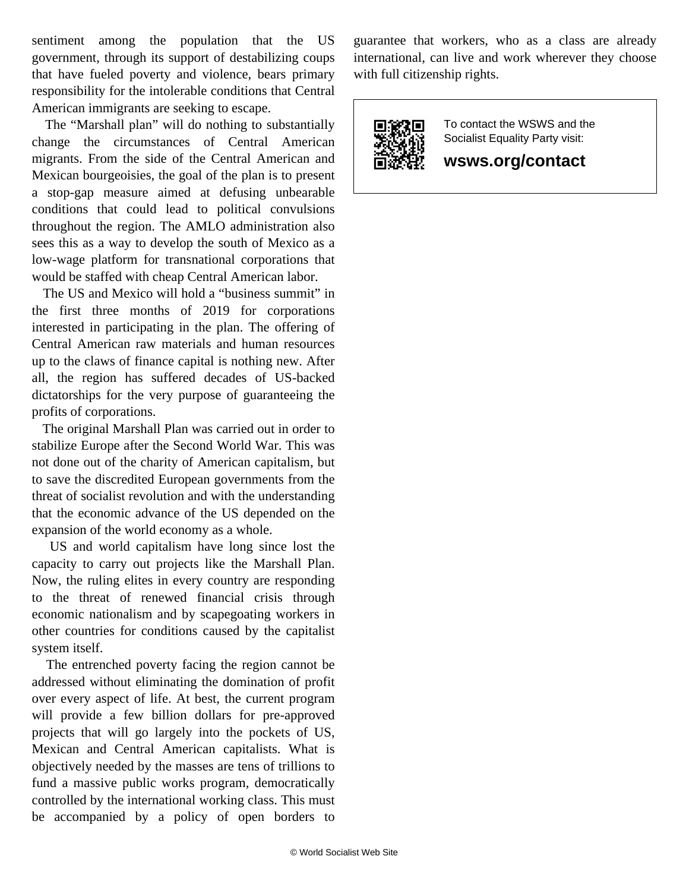sentiment among the population that the US government, through its support of destabilizing coups that have fueled poverty and violence, bears primary responsibility for the intolerable conditions that Central American immigrants are seeking to escape.

The “Marshall plan” will do nothing to substantially change the circumstances of Central American migrants. From the side of the Central American and Mexican bourgeoisies, the goal of the plan is to present a stop-gap measure aimed at defusing unbearable conditions that could lead to political convulsions throughout the region. The AMLO administration also sees this as a way to develop the south of Mexico as a low-wage platform for transnational corporations that would be staffed with cheap Central American labor.

The US and Mexico will hold a “business summit” in the first three months of 2019 for corporations interested in participating in the plan. The offering of Central American raw materials and human resources up to the claws of finance capital is nothing new. After all, the region has suffered decades of US-backed dictatorships for the very purpose of guaranteeing the profits of corporations.

The original Marshall Plan was carried out in order to stabilize Europe after the Second World War. This was not done out of the charity of American capitalism, but to save the discredited European governments from the threat of socialist revolution and with the understanding that the economic advance of the US depended on the expansion of the world economy as a whole.

US and world capitalism have long since lost the capacity to carry out projects like the Marshall Plan. Now, the ruling elites in every country are responding to the threat of renewed financial crisis through economic nationalism and by scapegoating workers in other countries for conditions caused by the capitalist system itself.

The entrenched poverty facing the region cannot be addressed without eliminating the domination of profit over every aspect of life. At best, the current program will provide a few billion dollars for pre-approved projects that will go largely into the pockets of US, Mexican and Central American capitalists. What is objectively needed by the masses are tens of trillions to fund a massive public works program, democratically controlled by the international working class. This must be accompanied by a policy of open borders to guarantee that workers, who as a class are already international, can live and work wherever they choose with full citizenship rights.

To contact the WSWS and the Socialist Equality Party visit:

**wsws.org/contact**